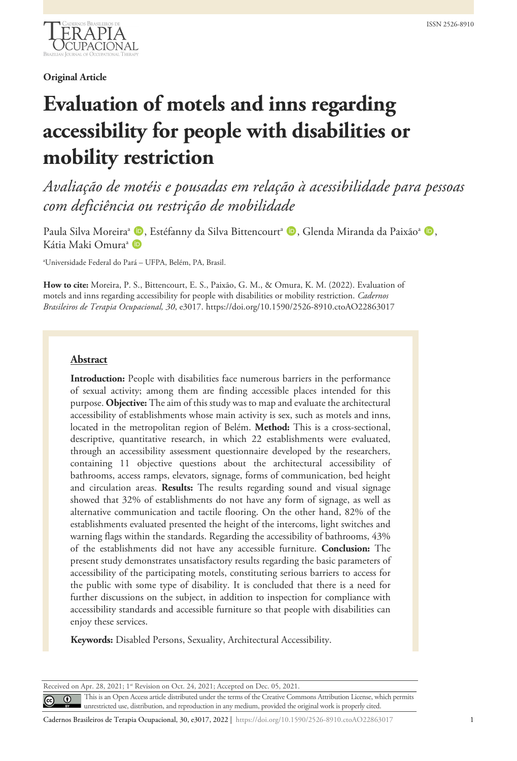Original Article

# Evaluation of motels and inns regarding accessibility for people with disabilities or mobility restriction

*Avaliação de motéis e pousadas em relação à acessibilidade para pessoas com deficiência ou restrição de mobilidade*

Paula Silva Moreira[a], Estéfanny da Silva Bittencourt[a], Glenda Miranda da Paixão[a], Kátia Maki Omura[a]

[a]Universidade Federal do Pará – UFPA, Belém, PA, Brasil.

**How to cite:** Moreira, P. S., Bittencourt, E. S., Paixão, G. M., & Omura, K. M. (2022). Evaluation of motels and inns regarding accessibility for people with disabilities or mobility restriction. *Cadernos Brasileiros de Terapia Ocupacional, 30*, e3017. https://doi.org/10.1590/2526-8910.ctoAO22863017

## Abstract

**Introduction:** People with disabilities face numerous barriers in the performance of sexual activity; among them are finding accessible places intended for this purpose. **Objective:** The aim of this study was to map and evaluate the architectural accessibility of establishments whose main activity is sex, such as motels and inns, located in the metropolitan region of Belém. **Method:** This is a cross-sectional, descriptive, quantitative research, in which 22 establishments were evaluated, through an accessibility assessment questionnaire developed by the researchers, containing 11 objective questions about the architectural accessibility of bathrooms, access ramps, elevators, signage, forms of communication, bed height and circulation areas. **Results:** The results regarding sound and visual signage showed that 32% of establishments do not have any form of signage, as well as alternative communication and tactile flooring. On the other hand, 82% of the establishments evaluated presented the height of the intercoms, light switches and warning flags within the standards. Regarding the accessibility of bathrooms, 43% of the establishments did not have any accessible furniture. **Conclusion:** The present study demonstrates unsatisfactory results regarding the basic parameters of accessibility of the participating motels, constituting serious barriers to access for the public with some type of disability. It is concluded that there is a need for further discussions on the subject, in addition to inspection for compliance with accessibility standards and accessible furniture so that people with disabilities can enjoy these services.

**Keywords:** Disabled Persons, Sexuality, Architectural Accessibility.

Received on Apr. 28, 2021; 1st Revision on Oct. 24, 2021; Accepted on Dec. 05, 2021.

This is an Open Access article distributed under the terms of the Creative Commons Attribution License, which permits unrestricted use, distribution, and reproduction in any medium, provided the original work is properly cited.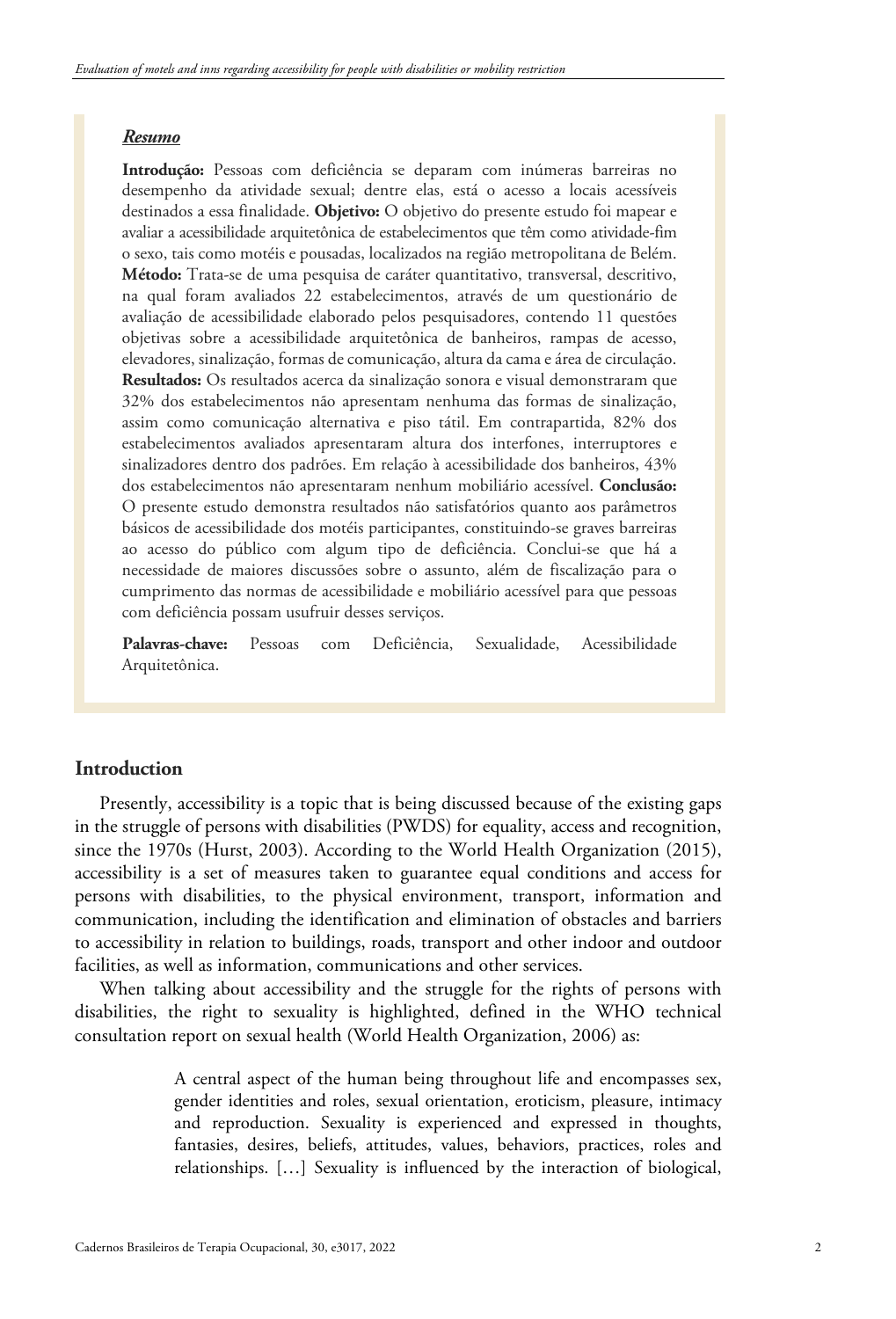***Resumo***

**Introdução:** Pessoas com deficiência se deparam com inúmeras barreiras no desempenho da atividade sexual; dentre elas, está o acesso a locais acessíveis destinados a essa finalidade. **Objetivo:** O objetivo do presente estudo foi mapear e avaliar a acessibilidade arquitetônica de estabelecimentos que têm como atividade-fim o sexo, tais como motéis e pousadas, localizados na região metropolitana de Belém. **Método:** Trata-se de uma pesquisa de caráter quantitativo, transversal, descritivo, na qual foram avaliados 22 estabelecimentos, através de um questionário de avaliação de acessibilidade elaborado pelos pesquisadores, contendo 11 questões objetivas sobre a acessibilidade arquitetônica de banheiros, rampas de acesso, elevadores, sinalização, formas de comunicação, altura da cama e área de circulação. **Resultados:** Os resultados acerca da sinalização sonora e visual demonstraram que 32% dos estabelecimentos não apresentam nenhuma das formas de sinalização, assim como comunicação alternativa e piso tátil. Em contrapartida, 82% dos estabelecimentos avaliados apresentaram altura dos interfones, interruptores e sinalizadores dentro dos padrões. Em relação à acessibilidade dos banheiros, 43% dos estabelecimentos não apresentaram nenhum mobiliário acessível. **Conclusão:** O presente estudo demonstra resultados não satisfatórios quanto aos parâmetros básicos de acessibilidade dos motéis participantes, constituindo-se graves barreiras ao acesso do público com algum tipo de deficiência. Conclui-se que há a necessidade de maiores discussões sobre o assunto, além de fiscalização para o cumprimento das normas de acessibilidade e mobiliário acessível para que pessoas com deficiência possam usufruir desses serviços.

**Palavras-chave:** Pessoas com Deficiência, Sexualidade, Acessibilidade Arquitetônica.

## Introduction

Presently, accessibility is a topic that is being discussed because of the existing gaps in the struggle of persons with disabilities (PWDS) for equality, access and recognition, since the 1970s (Hurst, 2003). According to the World Health Organization (2015), accessibility is a set of measures taken to guarantee equal conditions and access for persons with disabilities, to the physical environment, transport, information and communication, including the identification and elimination of obstacles and barriers to accessibility in relation to buildings, roads, transport and other indoor and outdoor facilities, as well as information, communications and other services.

When talking about accessibility and the struggle for the rights of persons with disabilities, the right to sexuality is highlighted, defined in the WHO technical consultation report on sexual health (World Health Organization, 2006) as:

> A central aspect of the human being throughout life and encompasses sex, gender identities and roles, sexual orientation, eroticism, pleasure, intimacy and reproduction. Sexuality is experienced and expressed in thoughts, fantasies, desires, beliefs, attitudes, values, behaviors, practices, roles and relationships. […] Sexuality is influenced by the interaction of biological,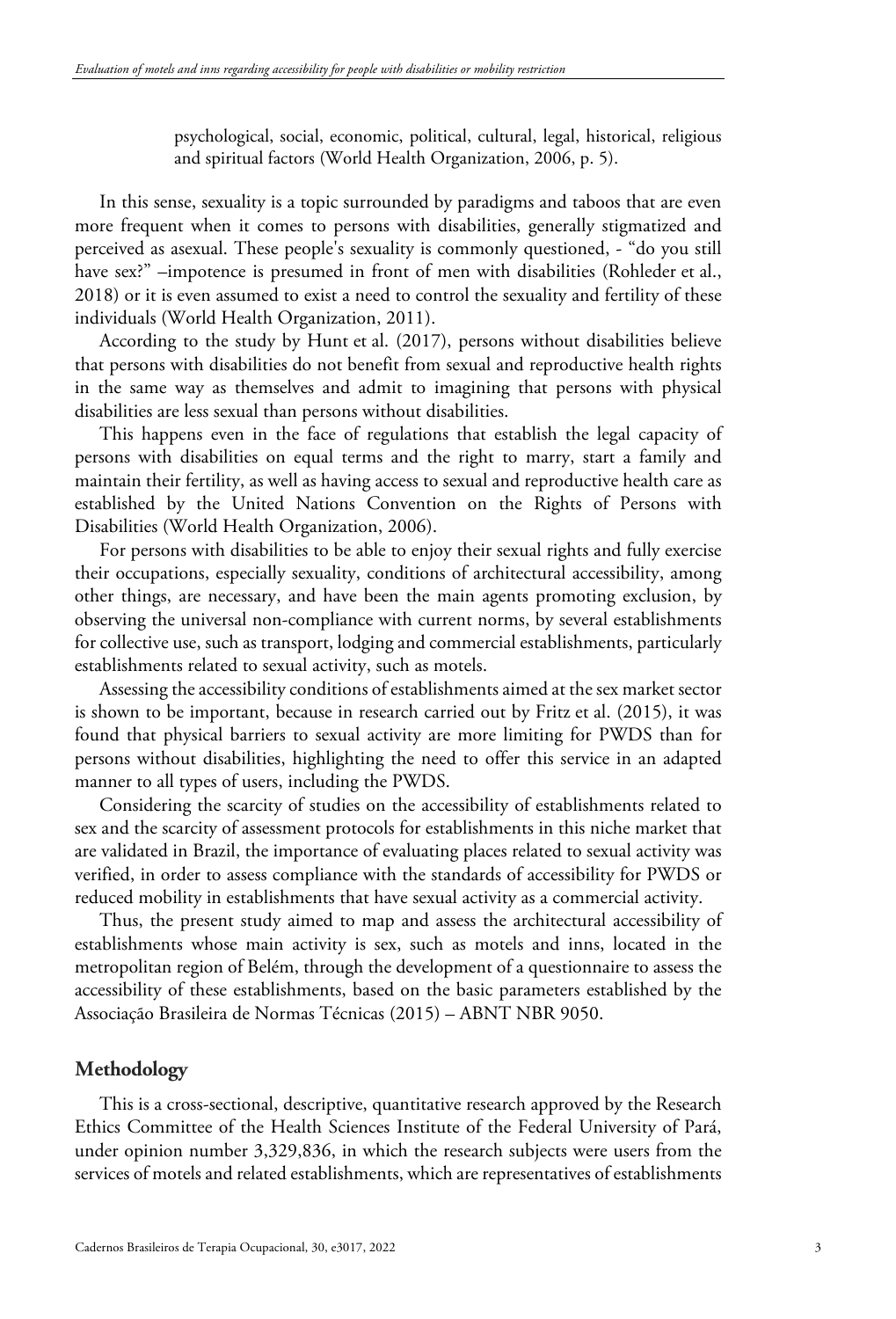> psychological, social, economic, political, cultural, legal, historical, religious and spiritual factors (World Health Organization, 2006, p. 5).

In this sense, sexuality is a topic surrounded by paradigms and taboos that are even more frequent when it comes to persons with disabilities, generally stigmatized and perceived as asexual. These people's sexuality is commonly questioned, - "do you still have sex?" –impotence is presumed in front of men with disabilities (Rohleder et al., 2018) or it is even assumed to exist a need to control the sexuality and fertility of these individuals (World Health Organization, 2011).

According to the study by Hunt et al. (2017), persons without disabilities believe that persons with disabilities do not benefit from sexual and reproductive health rights in the same way as themselves and admit to imagining that persons with physical disabilities are less sexual than persons without disabilities.

This happens even in the face of regulations that establish the legal capacity of persons with disabilities on equal terms and the right to marry, start a family and maintain their fertility, as well as having access to sexual and reproductive health care as established by the United Nations Convention on the Rights of Persons with Disabilities (World Health Organization, 2006).

For persons with disabilities to be able to enjoy their sexual rights and fully exercise their occupations, especially sexuality, conditions of architectural accessibility, among other things, are necessary, and have been the main agents promoting exclusion, by observing the universal non-compliance with current norms, by several establishments for collective use, such as transport, lodging and commercial establishments, particularly establishments related to sexual activity, such as motels.

Assessing the accessibility conditions of establishments aimed at the sex market sector is shown to be important, because in research carried out by Fritz et al. (2015), it was found that physical barriers to sexual activity are more limiting for PWDS than for persons without disabilities, highlighting the need to offer this service in an adapted manner to all types of users, including the PWDS.

Considering the scarcity of studies on the accessibility of establishments related to sex and the scarcity of assessment protocols for establishments in this niche market that are validated in Brazil, the importance of evaluating places related to sexual activity was verified, in order to assess compliance with the standards of accessibility for PWDS or reduced mobility in establishments that have sexual activity as a commercial activity.

Thus, the present study aimed to map and assess the architectural accessibility of establishments whose main activity is sex, such as motels and inns, located in the metropolitan region of Belém, through the development of a questionnaire to assess the accessibility of these establishments, based on the basic parameters established by the Associação Brasileira de Normas Técnicas (2015) – ABNT NBR 9050.

## Methodology

This is a cross-sectional, descriptive, quantitative research approved by the Research Ethics Committee of the Health Sciences Institute of the Federal University of Pará, under opinion number 3,329,836, in which the research subjects were users from the services of motels and related establishments, which are representatives of establishments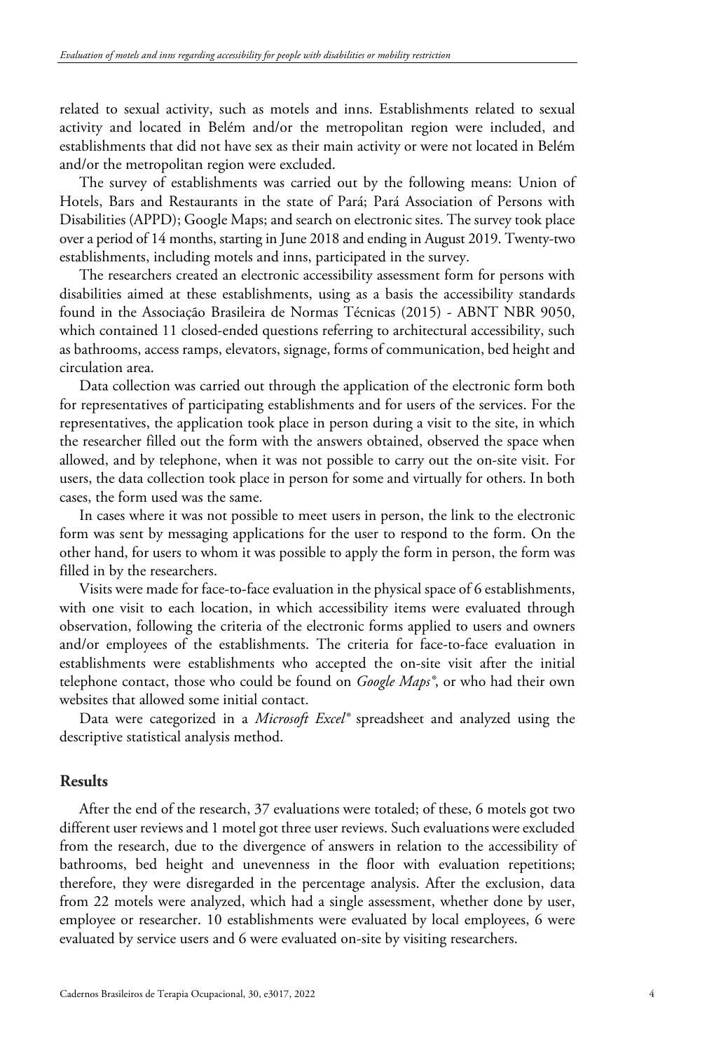related to sexual activity, such as motels and inns. Establishments related to sexual activity and located in Belém and/or the metropolitan region were included, and establishments that did not have sex as their main activity or were not located in Belém and/or the metropolitan region were excluded.

The survey of establishments was carried out by the following means: Union of Hotels, Bars and Restaurants in the state of Pará; Pará Association of Persons with Disabilities (APPD); Google Maps; and search on electronic sites. The survey took place over a period of 14 months, starting in June 2018 and ending in August 2019. Twenty-two establishments, including motels and inns, participated in the survey.

The researchers created an electronic accessibility assessment form for persons with disabilities aimed at these establishments, using as a basis the accessibility standards found in the Associação Brasileira de Normas Técnicas (2015) - ABNT NBR 9050, which contained 11 closed-ended questions referring to architectural accessibility, such as bathrooms, access ramps, elevators, signage, forms of communication, bed height and circulation area.

Data collection was carried out through the application of the electronic form both for representatives of participating establishments and for users of the services. For the representatives, the application took place in person during a visit to the site, in which the researcher filled out the form with the answers obtained, observed the space when allowed, and by telephone, when it was not possible to carry out the on-site visit. For users, the data collection took place in person for some and virtually for others. In both cases, the form used was the same.

In cases where it was not possible to meet users in person, the link to the electronic form was sent by messaging applications for the user to respond to the form. On the other hand, for users to whom it was possible to apply the form in person, the form was filled in by the researchers.

Visits were made for face-to-face evaluation in the physical space of 6 establishments, with one visit to each location, in which accessibility items were evaluated through observation, following the criteria of the electronic forms applied to users and owners and/or employees of the establishments. The criteria for face-to-face evaluation in establishments were establishments who accepted the on-site visit after the initial telephone contact, those who could be found on *Google Maps®*, or who had their own websites that allowed some initial contact.

Data were categorized in a *Microsoft Excel®* spreadsheet and analyzed using the descriptive statistical analysis method.

## Results

After the end of the research, 37 evaluations were totaled; of these, 6 motels got two different user reviews and 1 motel got three user reviews. Such evaluations were excluded from the research, due to the divergence of answers in relation to the accessibility of bathrooms, bed height and unevenness in the floor with evaluation repetitions; therefore, they were disregarded in the percentage analysis. After the exclusion, data from 22 motels were analyzed, which had a single assessment, whether done by user, employee or researcher. 10 establishments were evaluated by local employees, 6 were evaluated by service users and 6 were evaluated on-site by visiting researchers.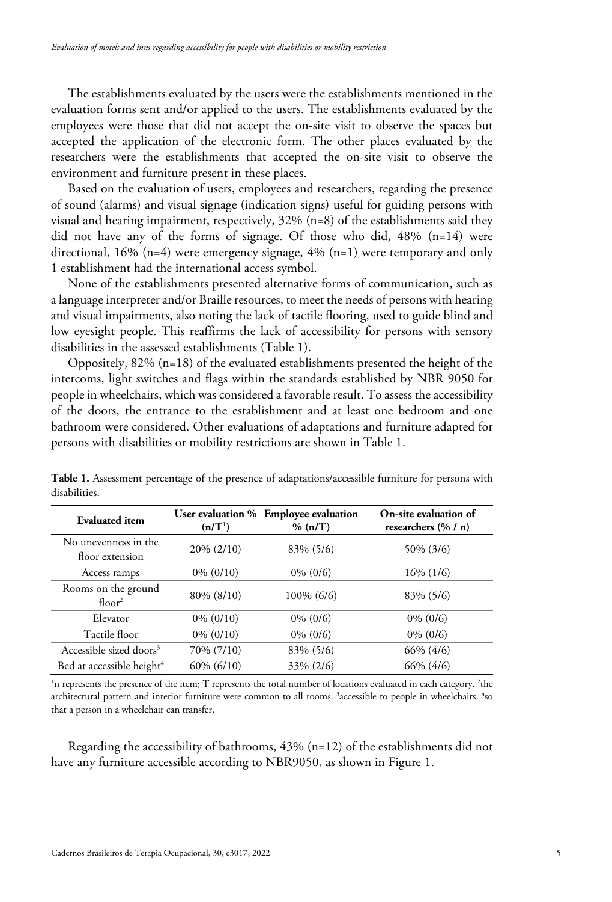The establishments evaluated by the users were the establishments mentioned in the evaluation forms sent and/or applied to the users. The establishments evaluated by the employees were those that did not accept the on-site visit to observe the spaces but accepted the application of the electronic form. The other places evaluated by the researchers were the establishments that accepted the on-site visit to observe the environment and furniture present in these places.

Based on the evaluation of users, employees and researchers, regarding the presence of sound (alarms) and visual signage (indication signs) useful for guiding persons with visual and hearing impairment, respectively, 32% (n=8) of the establishments said they did not have any of the forms of signage. Of those who did, 48% (n=14) were directional, 16% (n=4) were emergency signage, 4% (n=1) were temporary and only 1 establishment had the international access symbol.

None of the establishments presented alternative forms of communication, such as a language interpreter and/or Braille resources, to meet the needs of persons with hearing and visual impairments, also noting the lack of tactile flooring, used to guide blind and low eyesight people. This reaffirms the lack of accessibility for persons with sensory disabilities in the assessed establishments (Table 1).

Oppositely, 82% (n=18) of the evaluated establishments presented the height of the intercoms, light switches and flags within the standards established by NBR 9050 for people in wheelchairs, which was considered a favorable result. To assess the accessibility of the doors, the entrance to the establishment and at least one bedroom and one bathroom were considered. Other evaluations of adaptations and furniture adapted for persons with disabilities or mobility restrictions are shown in Table 1.

**Table 1.** Assessment percentage of the presence of adaptations/accessible furniture for persons with disabilities.

| Evaluated item | User evaluation % (n/T[1]) | Employee evaluation % (n/T) | On-site evaluation of researchers (% / n) |
|---|---|---|---|
| No unevenness in the floor extension | 20% (2/10) | 83% (5/6) | 50% (3/6) |
| Access ramps | 0% (0/10) | 0% (0/6) | 16% (1/6) |
| Rooms on the ground floor[2] | 80% (8/10) | 100% (6/6) | 83% (5/6) |
| Elevator | 0% (0/10) | 0% (0/6) | 0% (0/6) |
| Tactile floor | 0% (0/10) | 0% (0/6) | 0% (0/6) |
| Accessible sized doors[3] | 70% (7/10) | 83% (5/6) | 66% (4/6) |
| Bed at accessible height[4] | 60% (6/10) | 33% (2/6) | 66% (4/6) |

[1]n represents the presence of the item; T represents the total number of locations evaluated in each category. [2]the architectural pattern and interior furniture were common to all rooms. [3]accessible to people in wheelchairs. [4]so that a person in a wheelchair can transfer.

Regarding the accessibility of bathrooms, 43% (n=12) of the establishments did not have any furniture accessible according to NBR9050, as shown in Figure 1.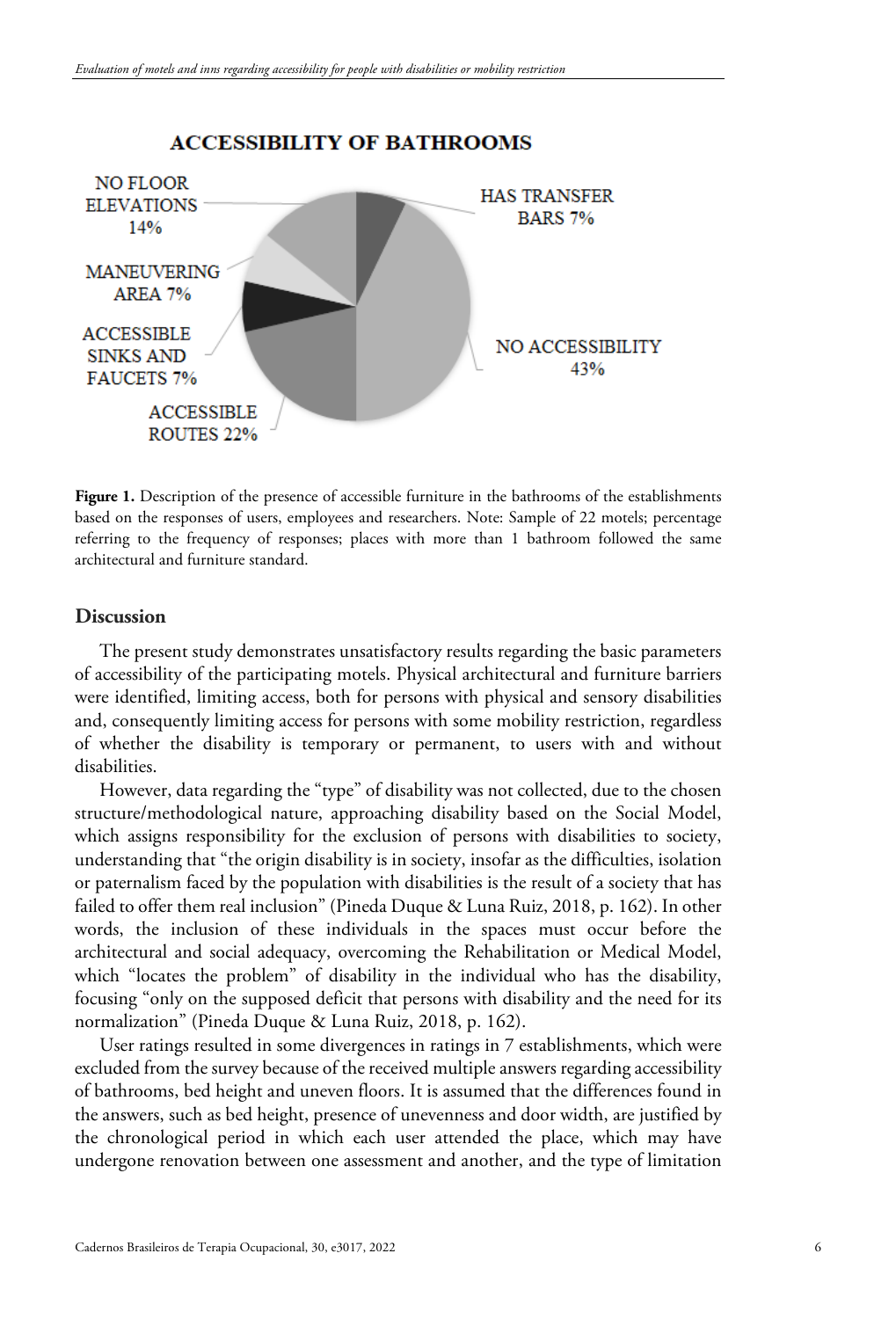**ACCESSIBILITY OF BATHROOMS**

| Category | Percentage |
| --- | --- |
| HAS TRANSFER BARS | 7% |
| NO ACCESSIBILITY | 43% |
| ACCESSIBLE ROUTES | 22% |
| ACCESSIBLE SINKS AND FAUCETS | 7% |
| MANEUVERING AREA | 7% |
| NO FLOOR ELEVATIONS | 14% |

**Figure 1.** Description of the presence of accessible furniture in the bathrooms of the establishments based on the responses of users, employees and researchers. Note: Sample of 22 motels; percentage referring to the frequency of responses; places with more than 1 bathroom followed the same architectural and furniture standard.

## Discussion

The present study demonstrates unsatisfactory results regarding the basic parameters of accessibility of the participating motels. Physical architectural and furniture barriers were identified, limiting access, both for persons with physical and sensory disabilities and, consequently limiting access for persons with some mobility restriction, regardless of whether the disability is temporary or permanent, to users with and without disabilities.

However, data regarding the "type" of disability was not collected, due to the chosen structure/methodological nature, approaching disability based on the Social Model, which assigns responsibility for the exclusion of persons with disabilities to society, understanding that "the origin disability is in society, insofar as the difficulties, isolation or paternalism faced by the population with disabilities is the result of a society that has failed to offer them real inclusion" (Pineda Duque & Luna Ruiz, 2018, p. 162). In other words, the inclusion of these individuals in the spaces must occur before the architectural and social adequacy, overcoming the Rehabilitation or Medical Model, which "locates the problem" of disability in the individual who has the disability, focusing "only on the supposed deficit that persons with disability and the need for its normalization" (Pineda Duque & Luna Ruiz, 2018, p. 162).

User ratings resulted in some divergences in ratings in 7 establishments, which were excluded from the survey because of the received multiple answers regarding accessibility of bathrooms, bed height and uneven floors. It is assumed that the differences found in the answers, such as bed height, presence of unevenness and door width, are justified by the chronological period in which each user attended the place, which may have undergone renovation between one assessment and another, and the type of limitation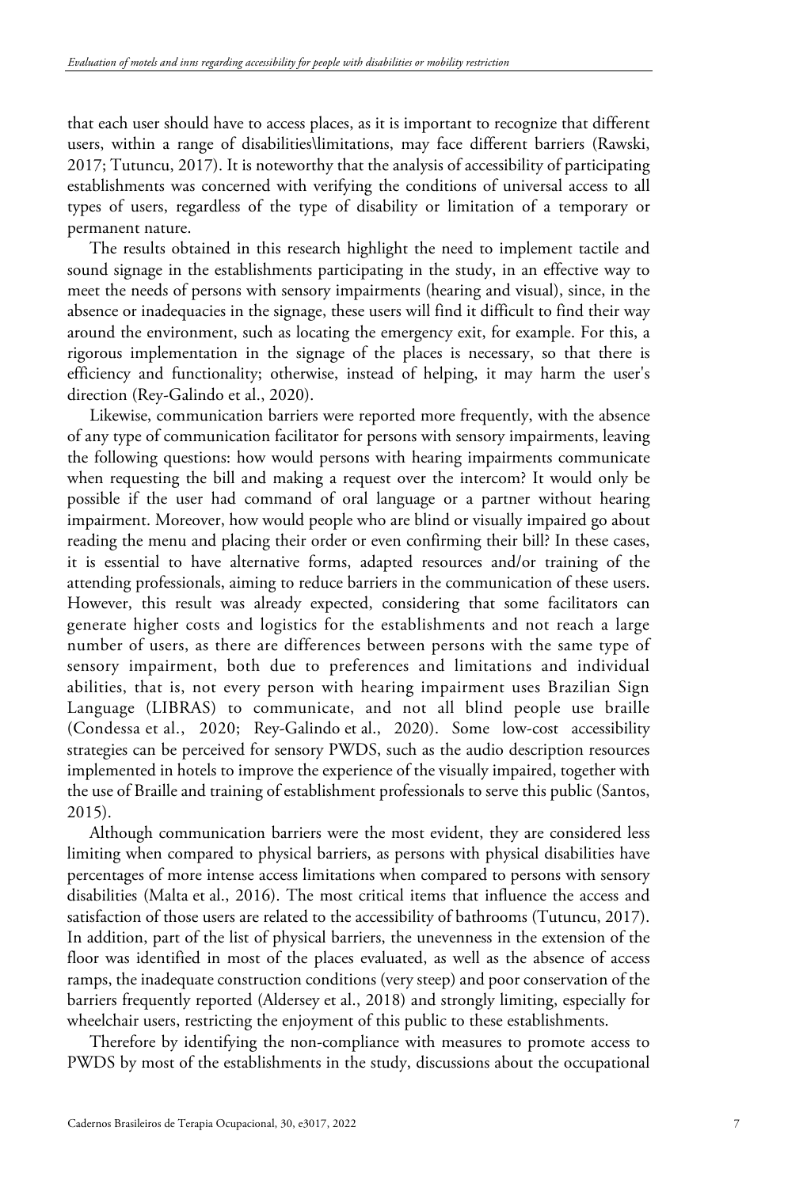that each user should have to access places, as it is important to recognize that different users, within a range of disabilities\limitations, may face different barriers (Rawski, 2017; Tutuncu, 2017). It is noteworthy that the analysis of accessibility of participating establishments was concerned with verifying the conditions of universal access to all types of users, regardless of the type of disability or limitation of a temporary or permanent nature.

The results obtained in this research highlight the need to implement tactile and sound signage in the establishments participating in the study, in an effective way to meet the needs of persons with sensory impairments (hearing and visual), since, in the absence or inadequacies in the signage, these users will find it difficult to find their way around the environment, such as locating the emergency exit, for example. For this, a rigorous implementation in the signage of the places is necessary, so that there is efficiency and functionality; otherwise, instead of helping, it may harm the user's direction (Rey-Galindo et al., 2020).

Likewise, communication barriers were reported more frequently, with the absence of any type of communication facilitator for persons with sensory impairments, leaving the following questions: how would persons with hearing impairments communicate when requesting the bill and making a request over the intercom? It would only be possible if the user had command of oral language or a partner without hearing impairment. Moreover, how would people who are blind or visually impaired go about reading the menu and placing their order or even confirming their bill? In these cases, it is essential to have alternative forms, adapted resources and/or training of the attending professionals, aiming to reduce barriers in the communication of these users. However, this result was already expected, considering that some facilitators can generate higher costs and logistics for the establishments and not reach a large number of users, as there are differences between persons with the same type of sensory impairment, both due to preferences and limitations and individual abilities, that is, not every person with hearing impairment uses Brazilian Sign Language (LIBRAS) to communicate, and not all blind people use braille (Condessa et al., 2020; Rey-Galindo et al., 2020). Some low-cost accessibility strategies can be perceived for sensory PWDS, such as the audio description resources implemented in hotels to improve the experience of the visually impaired, together with the use of Braille and training of establishment professionals to serve this public (Santos, 2015).

Although communication barriers were the most evident, they are considered less limiting when compared to physical barriers, as persons with physical disabilities have percentages of more intense access limitations when compared to persons with sensory disabilities (Malta et al., 2016). The most critical items that influence the access and satisfaction of those users are related to the accessibility of bathrooms (Tutuncu, 2017). In addition, part of the list of physical barriers, the unevenness in the extension of the floor was identified in most of the places evaluated, as well as the absence of access ramps, the inadequate construction conditions (very steep) and poor conservation of the barriers frequently reported (Aldersey et al., 2018) and strongly limiting, especially for wheelchair users, restricting the enjoyment of this public to these establishments.

Therefore by identifying the non-compliance with measures to promote access to PWDS by most of the establishments in the study, discussions about the occupational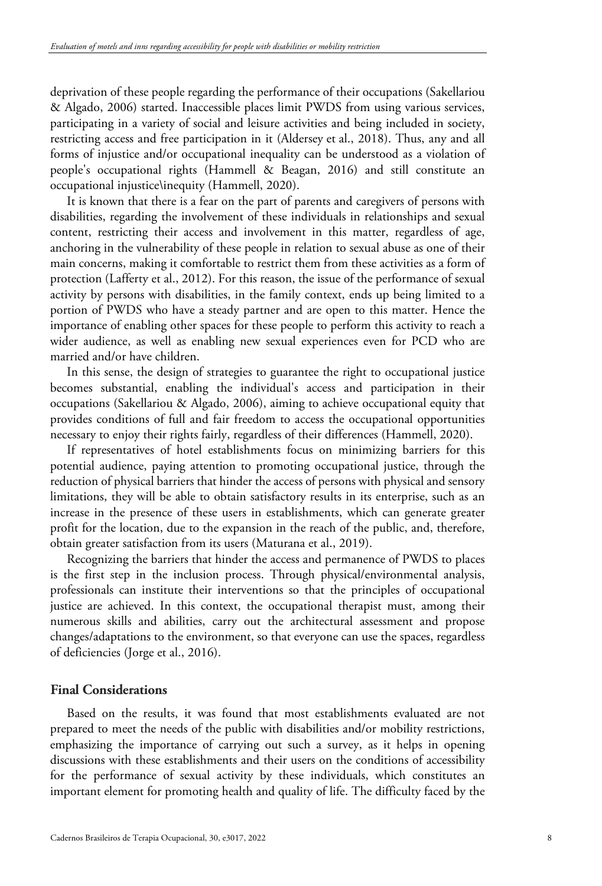deprivation of these people regarding the performance of their occupations (Sakellariou & Algado, 2006) started. Inaccessible places limit PWDS from using various services, participating in a variety of social and leisure activities and being included in society, restricting access and free participation in it (Aldersey et al., 2018). Thus, any and all forms of injustice and/or occupational inequality can be understood as a violation of people's occupational rights (Hammell & Beagan, 2016) and still constitute an occupational injustice\inequity (Hammell, 2020).

It is known that there is a fear on the part of parents and caregivers of persons with disabilities, regarding the involvement of these individuals in relationships and sexual content, restricting their access and involvement in this matter, regardless of age, anchoring in the vulnerability of these people in relation to sexual abuse as one of their main concerns, making it comfortable to restrict them from these activities as a form of protection (Lafferty et al., 2012). For this reason, the issue of the performance of sexual activity by persons with disabilities, in the family context, ends up being limited to a portion of PWDS who have a steady partner and are open to this matter. Hence the importance of enabling other spaces for these people to perform this activity to reach a wider audience, as well as enabling new sexual experiences even for PCD who are married and/or have children.

In this sense, the design of strategies to guarantee the right to occupational justice becomes substantial, enabling the individual's access and participation in their occupations (Sakellariou & Algado, 2006), aiming to achieve occupational equity that provides conditions of full and fair freedom to access the occupational opportunities necessary to enjoy their rights fairly, regardless of their differences (Hammell, 2020).

If representatives of hotel establishments focus on minimizing barriers for this potential audience, paying attention to promoting occupational justice, through the reduction of physical barriers that hinder the access of persons with physical and sensory limitations, they will be able to obtain satisfactory results in its enterprise, such as an increase in the presence of these users in establishments, which can generate greater profit for the location, due to the expansion in the reach of the public, and, therefore, obtain greater satisfaction from its users (Maturana et al., 2019).

Recognizing the barriers that hinder the access and permanence of PWDS to places is the first step in the inclusion process. Through physical/environmental analysis, professionals can institute their interventions so that the principles of occupational justice are achieved. In this context, the occupational therapist must, among their numerous skills and abilities, carry out the architectural assessment and propose changes/adaptations to the environment, so that everyone can use the spaces, regardless of deficiencies (Jorge et al., 2016).

## Final Considerations

Based on the results, it was found that most establishments evaluated are not prepared to meet the needs of the public with disabilities and/or mobility restrictions, emphasizing the importance of carrying out such a survey, as it helps in opening discussions with these establishments and their users on the conditions of accessibility for the performance of sexual activity by these individuals, which constitutes an important element for promoting health and quality of life. The difficulty faced by the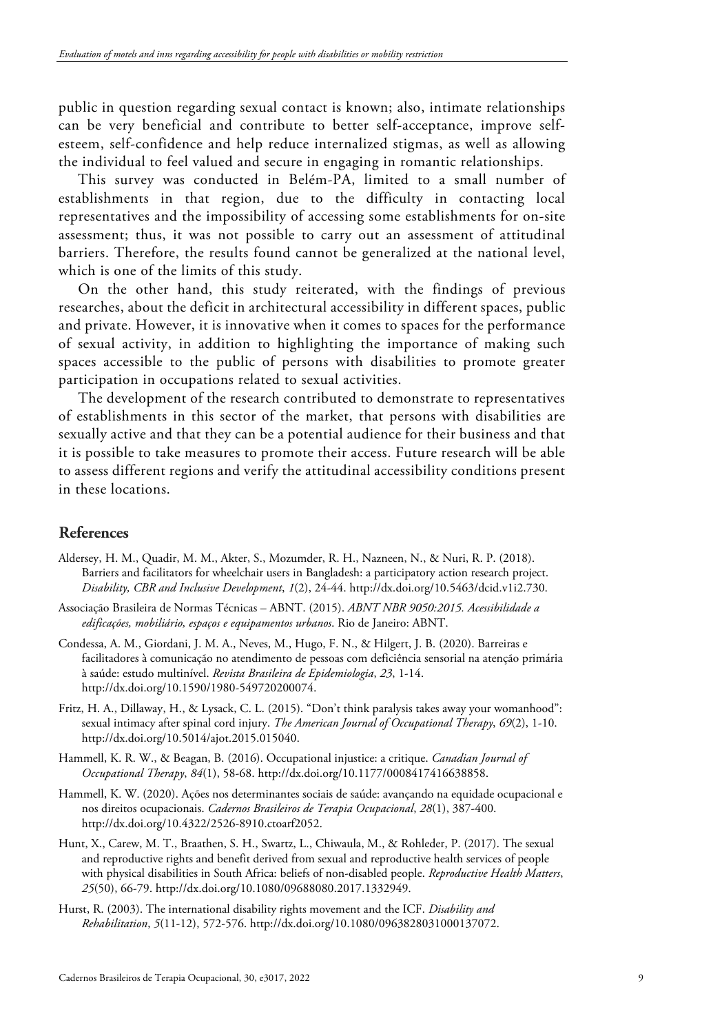public in question regarding sexual contact is known; also, intimate relationships can be very beneficial and contribute to better self-acceptance, improve self-esteem, self-confidence and help reduce internalized stigmas, as well as allowing the individual to feel valued and secure in engaging in romantic relationships.

This survey was conducted in Belém-PA, limited to a small number of establishments in that region, due to the difficulty in contacting local representatives and the impossibility of accessing some establishments for on-site assessment; thus, it was not possible to carry out an assessment of attitudinal barriers. Therefore, the results found cannot be generalized at the national level, which is one of the limits of this study.

On the other hand, this study reiterated, with the findings of previous researches, about the deficit in architectural accessibility in different spaces, public and private. However, it is innovative when it comes to spaces for the performance of sexual activity, in addition to highlighting the importance of making such spaces accessible to the public of persons with disabilities to promote greater participation in occupations related to sexual activities.

The development of the research contributed to demonstrate to representatives of establishments in this sector of the market, that persons with disabilities are sexually active and that they can be a potential audience for their business and that it is possible to take measures to promote their access. Future research will be able to assess different regions and verify the attitudinal accessibility conditions present in these locations.

## References

Aldersey, H. M., Quadir, M. M., Akter, S., Mozumder, R. H., Nazneen, N., & Nuri, R. P. (2018). Barriers and facilitators for wheelchair users in Bangladesh: a participatory action research project. *Disability, CBR and Inclusive Development*, *1*(2), 24-44. http://dx.doi.org/10.5463/dcid.v1i2.730.

Associação Brasileira de Normas Técnicas – ABNT. (2015). *ABNT NBR 9050:2015. Acessibilidade a edificações, mobiliário, espaços e equipamentos urbanos*. Rio de Janeiro: ABNT.

Condessa, A. M., Giordani, J. M. A., Neves, M., Hugo, F. N., & Hilgert, J. B. (2020). Barreiras e facilitadores à comunicação no atendimento de pessoas com deficiência sensorial na atenção primária à saúde: estudo multinível. *Revista Brasileira de Epidemiologia*, *23*, 1-14. http://dx.doi.org/10.1590/1980-549720200074.

Fritz, H. A., Dillaway, H., & Lysack, C. L. (2015). "Don't think paralysis takes away your womanhood": sexual intimacy after spinal cord injury. *The American Journal of Occupational Therapy*, *69*(2), 1-10. http://dx.doi.org/10.5014/ajot.2015.015040.

Hammell, K. R. W., & Beagan, B. (2016). Occupational injustice: a critique. *Canadian Journal of Occupational Therapy*, *84*(1), 58-68. http://dx.doi.org/10.1177/0008417416638858.

Hammell, K. W. (2020). Ações nos determinantes sociais de saúde: avançando na equidade ocupacional e nos direitos ocupacionais. *Cadernos Brasileiros de Terapia Ocupacional*, *28*(1), 387-400. http://dx.doi.org/10.4322/2526-8910.ctoarf2052.

Hunt, X., Carew, M. T., Braathen, S. H., Swartz, L., Chiwaula, M., & Rohleder, P. (2017). The sexual and reproductive rights and benefit derived from sexual and reproductive health services of people with physical disabilities in South Africa: beliefs of non-disabled people. *Reproductive Health Matters*, *25*(50), 66-79. http://dx.doi.org/10.1080/09688080.2017.1332949.

Hurst, R. (2003). The international disability rights movement and the ICF. *Disability and Rehabilitation*, *5*(11-12), 572-576. http://dx.doi.org/10.1080/0963828031000137072.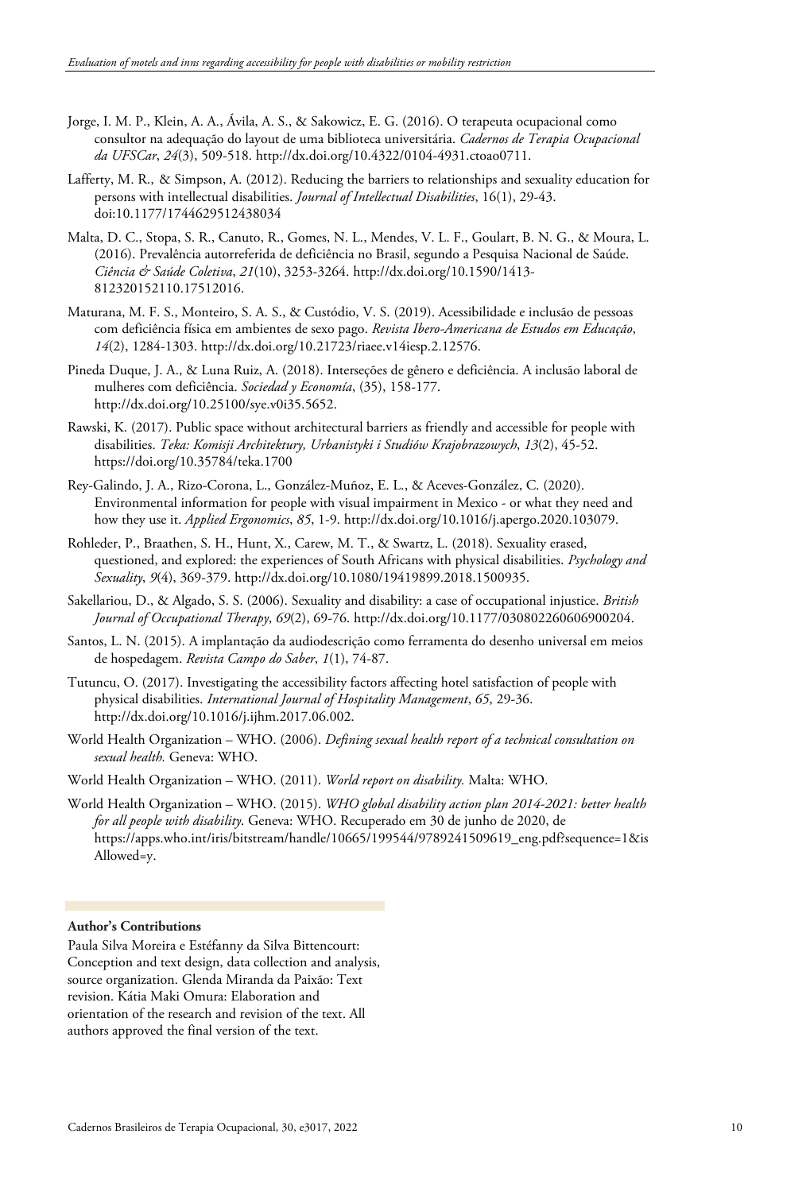Jorge, I. M. P., Klein, A. A., Ávila, A. S., & Sakowicz, E. G. (2016). O terapeuta ocupacional como consultor na adequação do layout de uma biblioteca universitária. *Cadernos de Terapia Ocupacional da UFSCar*, *24*(3), 509-518. http://dx.doi.org/10.4322/0104-4931.ctoao0711.

Lafferty, M. R., & Simpson, A. (2012). Reducing the barriers to relationships and sexuality education for persons with intellectual disabilities. *Journal of Intellectual Disabilities*, 16(1), 29-43. doi:10.1177/1744629512438034

Malta, D. C., Stopa, S. R., Canuto, R., Gomes, N. L., Mendes, V. L. F., Goulart, B. N. G., & Moura, L. (2016). Prevalência autorreferida de deficiência no Brasil, segundo a Pesquisa Nacional de Saúde. *Ciência & Saúde Coletiva*, *21*(10), 3253-3264. http://dx.doi.org/10.1590/1413-812320152110.17512016.

Maturana, M. F. S., Monteiro, S. A. S., & Custódio, V. S. (2019). Acessibilidade e inclusão de pessoas com deficiência física em ambientes de sexo pago. *Revista Ibero-Americana de Estudos em Educação*, *14*(2), 1284-1303. http://dx.doi.org/10.21723/riaee.v14iesp.2.12576.

Pineda Duque, J. A., & Luna Ruiz, A. (2018). Interseções de gênero e deficiência. A inclusão laboral de mulheres com deficiência. *Sociedad y Economía*, (35), 158-177. http://dx.doi.org/10.25100/sye.v0i35.5652.

Rawski, K. (2017). Public space without architectural barriers as friendly and accessible for people with disabilities. *Teka: Komisji Architektury, Urbanistyki i Studiów Krajobrazowych*, *13*(2), 45-52. https://doi.org/10.35784/teka.1700

Rey-Galindo, J. A., Rizo-Corona, L., González-Muñoz, E. L., & Aceves-González, C. (2020). Environmental information for people with visual impairment in Mexico - or what they need and how they use it. *Applied Ergonomics*, *85*, 1-9. http://dx.doi.org/10.1016/j.apergo.2020.103079.

Rohleder, P., Braathen, S. H., Hunt, X., Carew, M. T., & Swartz, L. (2018). Sexuality erased, questioned, and explored: the experiences of South Africans with physical disabilities. *Psychology and Sexuality*, *9*(4), 369-379. http://dx.doi.org/10.1080/19419899.2018.1500935.

Sakellariou, D., & Algado, S. S. (2006). Sexuality and disability: a case of occupational injustice. *British Journal of Occupational Therapy*, *69*(2), 69-76. http://dx.doi.org/10.1177/030802260606900204.

Santos, L. N. (2015). A implantação da audiodescrição como ferramenta do desenho universal em meios de hospedagem. *Revista Campo do Saber*, *1*(1), 74-87.

Tutuncu, O. (2017). Investigating the accessibility factors affecting hotel satisfaction of people with physical disabilities. *International Journal of Hospitality Management*, *65*, 29-36. http://dx.doi.org/10.1016/j.ijhm.2017.06.002.

World Health Organization – WHO. (2006). *Defining sexual health report of a technical consultation on sexual health.* Geneva: WHO.

World Health Organization – WHO. (2011). *World report on disability.* Malta: WHO.

World Health Organization – WHO. (2015). *WHO global disability action plan 2014-2021: better health for all people with disability*. Geneva: WHO. Recuperado em 30 de junho de 2020, de https://apps.who.int/iris/bitstream/handle/10665/199544/9789241509619_eng.pdf?sequence=1&isAllowed=y.

**Author's Contributions**

Paula Silva Moreira e Estéfanny da Silva Bittencourt: Conception and text design, data collection and analysis, source organization. Glenda Miranda da Paixão: Text revision. Kátia Maki Omura: Elaboration and orientation of the research and revision of the text. All authors approved the final version of the text.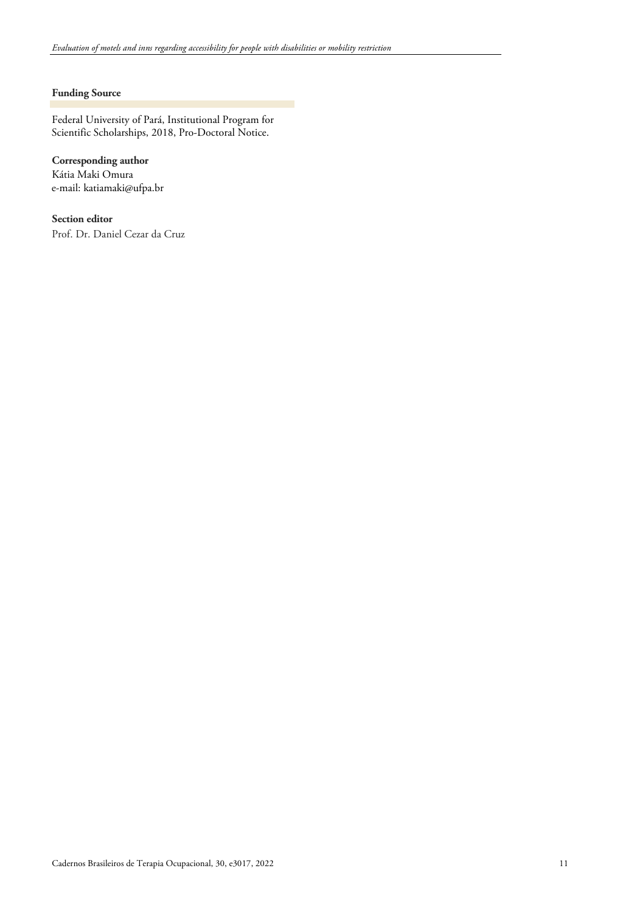#### Funding Source

Federal University of Pará, Institutional Program for Scientific Scholarships, 2018, Pro-Doctoral Notice.

**Corresponding author**
Kátia Maki Omura
e-mail: katiamaki@ufpa.br

**Section editor**
Prof. Dr. Daniel Cezar da Cruz